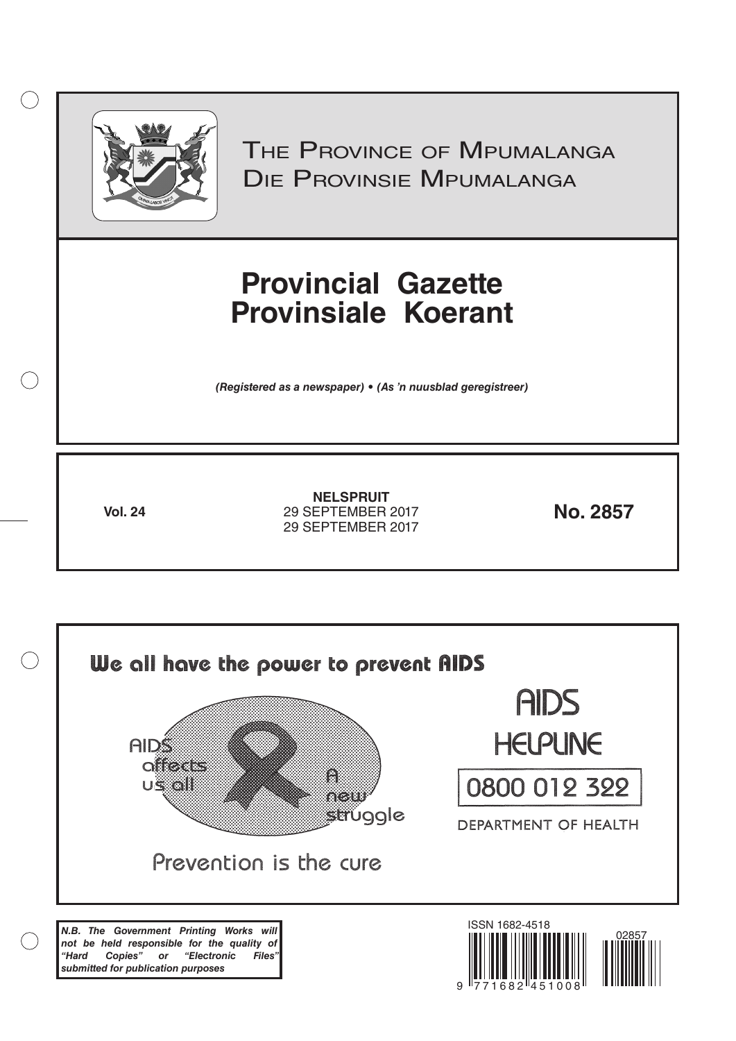THE PROVINCE OF MPUMALANGA
DIE PROVINSIE MPUMALANGA

# Provincial Gazette
# Provinsiale Koerant

*(Registered as a newspaper) • (As 'n nuusblad geregistreer)*

**Vol. 24**

**NELSPRUIT**
29 SEPTEMBER 2017
29 SEPTEMBER 2017

**No. 2857**

We all have the power to prevent AIDS

AIDS affects us all

A new struggle

Prevention is the cure

AIDS HELPLINE

0800 012 322

DEPARTMENT OF HEALTH

***N.B. The Government Printing Works will not be held responsible for the quality of "Hard Copies" or "Electronic Files" submitted for publication purposes***

ISSN 1682-4518

02857

9 771682 451008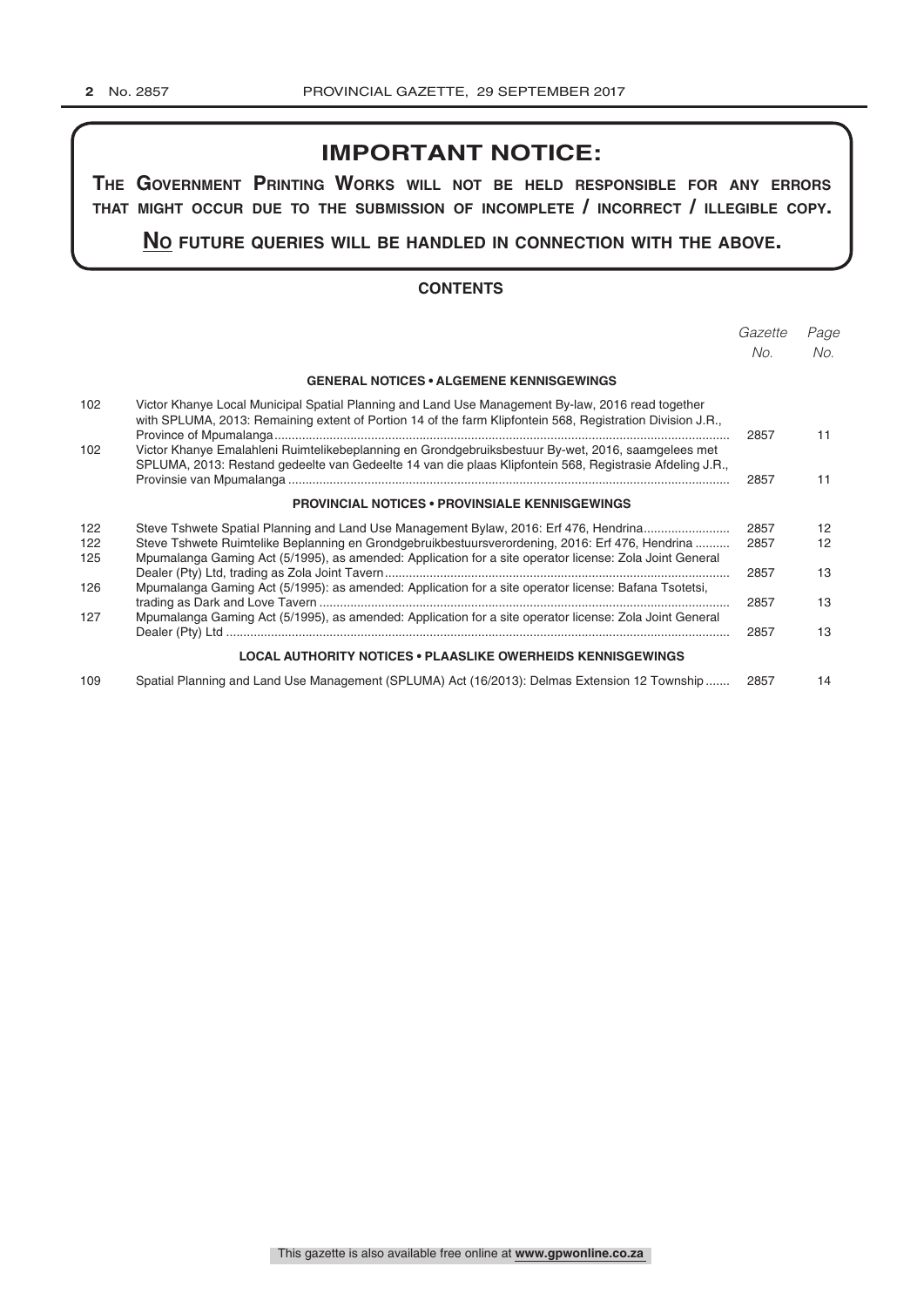## IMPORTANT NOTICE:

**THE GOVERNMENT PRINTING WORKS WILL NOT BE HELD RESPONSIBLE FOR ANY ERRORS THAT MIGHT OCCUR DUE TO THE SUBMISSION OF INCOMPLETE / INCORRECT / ILLEGIBLE COPY.**

**NO FUTURE QUERIES WILL BE HANDLED IN CONNECTION WITH THE ABOVE.**

### CONTENTS

| | | *Gazette No.* | *Page No.* |
|---|---|---|---|
| | **GENERAL NOTICES • ALGEMENE KENNISGEWINGS** | | |
| 102 | Victor Khanye Local Municipal Spatial Planning and Land Use Management By-law, 2016 read together with SPLUMA, 2013: Remaining extent of Portion 14 of the farm Klipfontein 568, Registration Division J.R., Province of Mpumalanga | 2857 | 11 |
| 102 | Victor Khanye Emalahleni Ruimtelikebeplanning en Grondgebruiksbestuur By-wet, 2016, saamgelees met SPLUMA, 2013: Restand gedeelte van Gedeelte 14 van die plaas Klipfontein 568, Registrasie Afdeling J.R., Provinsie van Mpumalanga | 2857 | 11 |
| | **PROVINCIAL NOTICES • PROVINSIALE KENNISGEWINGS** | | |
| 122 | Steve Tshwete Spatial Planning and Land Use Management Bylaw, 2016: Erf 476, Hendrina | 2857 | 12 |
| 122 | Steve Tshwete Ruimtelike Beplanning en Grondgebruikbestuursverordening, 2016: Erf 476, Hendrina | 2857 | 12 |
| 125 | Mpumalanga Gaming Act (5/1995), as amended: Application for a site operator license: Zola Joint General Dealer (Pty) Ltd, trading as Zola Joint Tavern | 2857 | 13 |
| 126 | Mpumalanga Gaming Act (5/1995): as amended: Application for a site operator license: Bafana Tsotetsi, trading as Dark and Love Tavern | 2857 | 13 |
| 127 | Mpumalanga Gaming Act (5/1995), as amended: Application for a site operator license: Zola Joint General Dealer (Pty) Ltd | 2857 | 13 |
| | **LOCAL AUTHORITY NOTICES • PLAASLIKE OWERHEIDS KENNISGEWINGS** | | |
| 109 | Spatial Planning and Land Use Management (SPLUMA) Act (16/2013): Delmas Extension 12 Township | 2857 | 14 |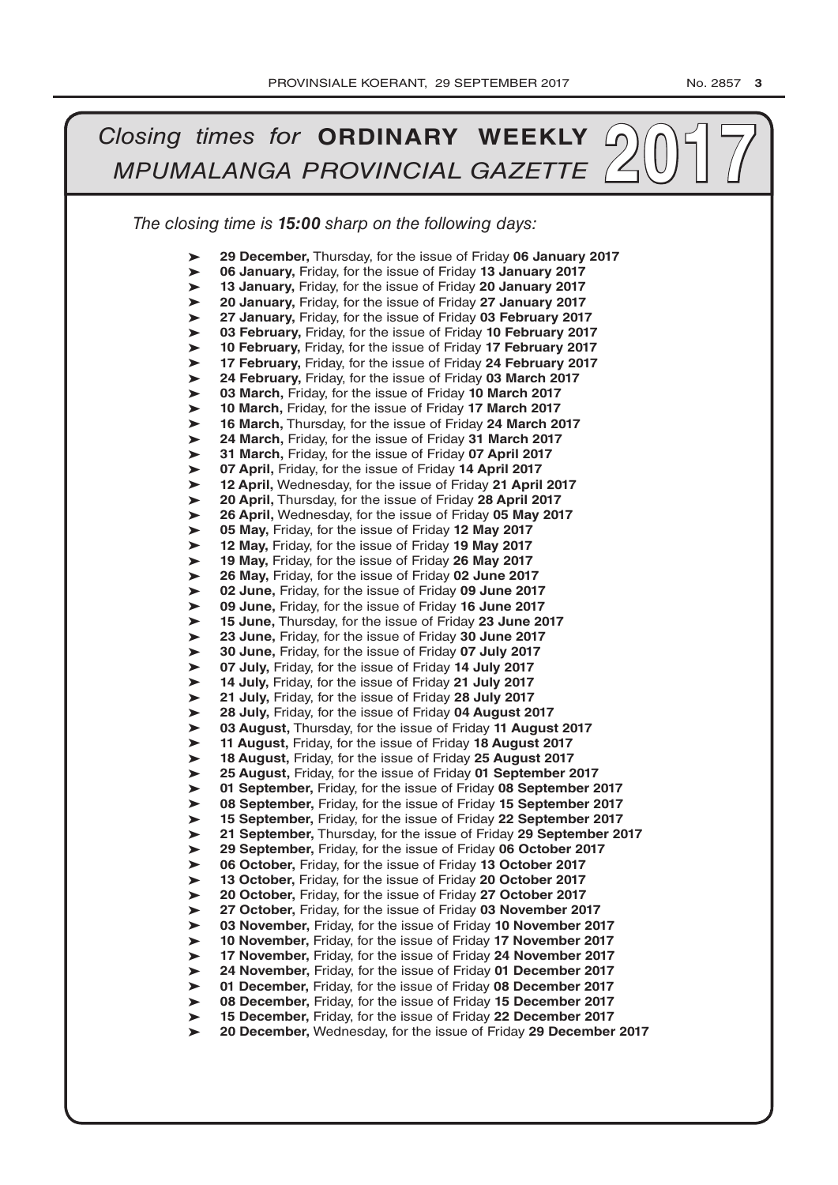# *Closing times for* **ORDINARY WEEKLY** *MPUMALANGA PROVINCIAL GAZETTE* 2017

*The closing time is **15:00** sharp on the following days:*

- **29 December,** Thursday, for the issue of Friday **06 January 2017**
- **06 January,** Friday, for the issue of Friday **13 January 2017**
- **13 January,** Friday, for the issue of Friday **20 January 2017**
- **20 January,** Friday, for the issue of Friday **27 January 2017**
- **27 January,** Friday, for the issue of Friday **03 February 2017**
- **03 February,** Friday, for the issue of Friday **10 February 2017**
- **10 February,** Friday, for the issue of Friday **17 February 2017**
- **17 February,** Friday, for the issue of Friday **24 February 2017**
- **24 February,** Friday, for the issue of Friday **03 March 2017**
- **03 March,** Friday, for the issue of Friday **10 March 2017**
- **10 March,** Friday, for the issue of Friday **17 March 2017**
- **16 March,** Thursday, for the issue of Friday **24 March 2017**
- **24 March,** Friday, for the issue of Friday **31 March 2017**
- **31 March,** Friday, for the issue of Friday **07 April 2017**
- **07 April,** Friday, for the issue of Friday **14 April 2017**
- **12 April,** Wednesday, for the issue of Friday **21 April 2017**
- **20 April,** Thursday, for the issue of Friday **28 April 2017**
- **26 April,** Wednesday, for the issue of Friday **05 May 2017**
- **05 May,** Friday, for the issue of Friday **12 May 2017**
- **12 May,** Friday, for the issue of Friday **19 May 2017**
- **19 May,** Friday, for the issue of Friday **26 May 2017**
- **26 May,** Friday, for the issue of Friday **02 June 2017**
- **02 June,** Friday, for the issue of Friday **09 June 2017**
- **09 June,** Friday, for the issue of Friday **16 June 2017**
- **15 June,** Thursday, for the issue of Friday **23 June 2017**
- **23 June,** Friday, for the issue of Friday **30 June 2017**
- **30 June,** Friday, for the issue of Friday **07 July 2017**
- **07 July,** Friday, for the issue of Friday **14 July 2017**
- **14 July,** Friday, for the issue of Friday **21 July 2017**
- **21 July,** Friday, for the issue of Friday **28 July 2017**
- **28 July,** Friday, for the issue of Friday **04 August 2017**
- **03 August,** Thursday, for the issue of Friday **11 August 2017**
- **11 August,** Friday, for the issue of Friday **18 August 2017**
- **18 August,** Friday, for the issue of Friday **25 August 2017**
- **25 August,** Friday, for the issue of Friday **01 September 2017**
- **01 September,** Friday, for the issue of Friday **08 September 2017**
- **08 September,** Friday, for the issue of Friday **15 September 2017**
- **15 September,** Friday, for the issue of Friday **22 September 2017**
- **21 September,** Thursday, for the issue of Friday **29 September 2017**
- **29 September,** Friday, for the issue of Friday **06 October 2017**
- **06 October,** Friday, for the issue of Friday **13 October 2017**
- **13 October,** Friday, for the issue of Friday **20 October 2017**
- **20 October,** Friday, for the issue of Friday **27 October 2017**
- **27 October,** Friday, for the issue of Friday **03 November 2017**
- **03 November,** Friday, for the issue of Friday **10 November 2017**
- **10 November,** Friday, for the issue of Friday **17 November 2017**
- **17 November,** Friday, for the issue of Friday **24 November 2017**
- **24 November,** Friday, for the issue of Friday **01 December 2017**
- **01 December,** Friday, for the issue of Friday **08 December 2017**
- **08 December,** Friday, for the issue of Friday **15 December 2017**
- **15 December,** Friday, for the issue of Friday **22 December 2017**
- **20 December,** Wednesday, for the issue of Friday **29 December 2017**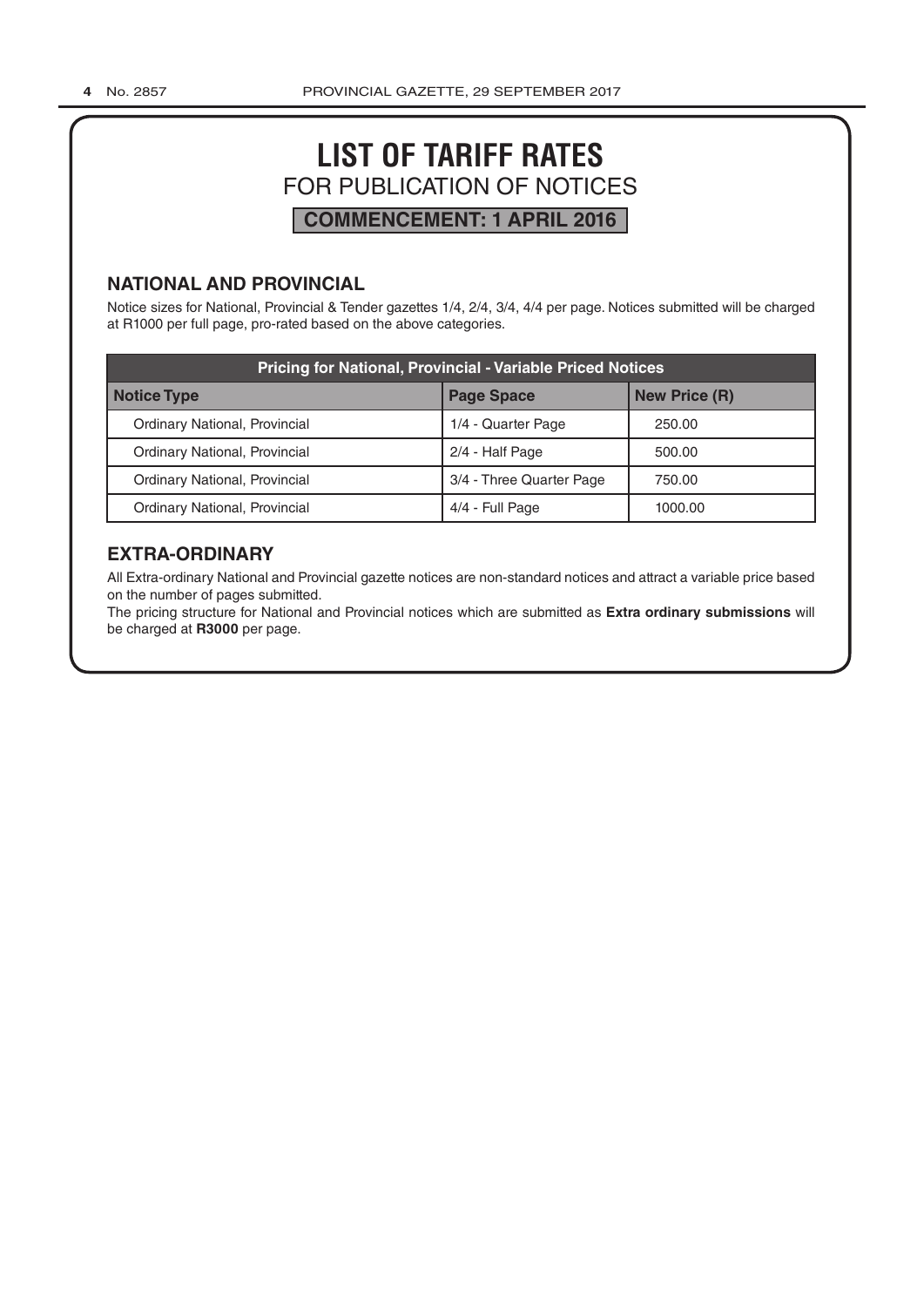# LIST OF TARIFF RATES

FOR PUBLICATION OF NOTICES

**COMMENCEMENT: 1 APRIL 2016**

## NATIONAL AND PROVINCIAL

Notice sizes for National, Provincial & Tender gazettes 1/4, 2/4, 3/4, 4/4 per page. Notices submitted will be charged at R1000 per full page, pro-rated based on the above categories.

| Pricing for National, Provincial - Variable Priced Notices | | |
|---|---|---|
| **Notice Type** | **Page Space** | **New Price (R)** |
| Ordinary National, Provincial | 1/4 - Quarter Page | 250.00 |
| Ordinary National, Provincial | 2/4 - Half Page | 500.00 |
| Ordinary National, Provincial | 3/4 - Three Quarter Page | 750.00 |
| Ordinary National, Provincial | 4/4 - Full Page | 1000.00 |

## EXTRA-ORDINARY

All Extra-ordinary National and Provincial gazette notices are non-standard notices and attract a variable price based on the number of pages submitted.

The pricing structure for National and Provincial notices which are submitted as **Extra ordinary submissions** will be charged at **R3000** per page.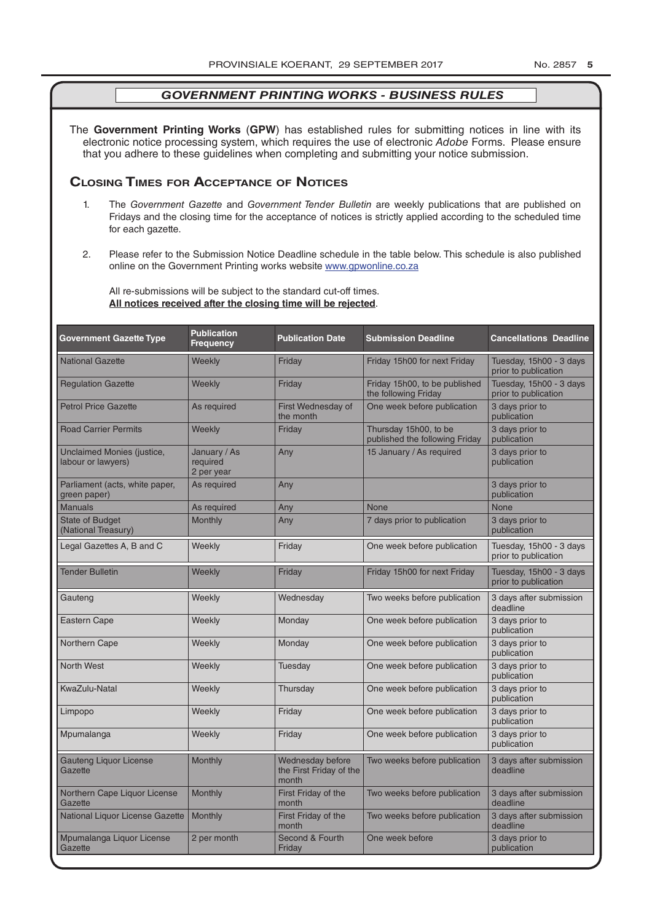## *GOVERNMENT PRINTING WORKS - BUSINESS RULES*

The **Government Printing Works** (**GPW**) has established rules for submitting notices in line with its electronic notice processing system, which requires the use of electronic *Adobe* Forms. Please ensure that you adhere to these guidelines when completing and submitting your notice submission.

### Closing Times for Acceptance of Notices

1. The *Government Gazette* and *Government Tender Bulletin* are weekly publications that are published on Fridays and the closing time for the acceptance of notices is strictly applied according to the scheduled time for each gazette.
2. Please refer to the Submission Notice Deadline schedule in the table below. This schedule is also published online on the Government Printing works website www.gpwonline.co.za

All re-submissions will be subject to the standard cut-off times.
**All notices received after the closing time will be rejected**.

| Government Gazette Type | Publication Frequency | Publication Date | Submission Deadline | Cancellations Deadline |
|---|---|---|---|---|
| National Gazette | Weekly | Friday | Friday 15h00 for next Friday | Tuesday, 15h00 - 3 days prior to publication |
| Regulation Gazette | Weekly | Friday | Friday 15h00, to be published the following Friday | Tuesday, 15h00 - 3 days prior to publication |
| Petrol Price Gazette | As required | First Wednesday of the month | One week before publication | 3 days prior to publication |
| Road Carrier Permits | Weekly | Friday | Thursday 15h00, to be published the following Friday | 3 days prior to publication |
| Unclaimed Monies (justice, labour or lawyers) | January / As required 2 per year | Any | 15 January / As required | 3 days prior to publication |
| Parliament (acts, white paper, green paper) | As required | Any | | 3 days prior to publication |
| Manuals | As required | Any | None | None |
| State of Budget (National Treasury) | Monthly | Any | 7 days prior to publication | 3 days prior to publication |
| Legal Gazettes A, B and C | Weekly | Friday | One week before publication | Tuesday, 15h00 - 3 days prior to publication |
| Tender Bulletin | Weekly | Friday | Friday 15h00 for next Friday | Tuesday, 15h00 - 3 days prior to publication |
| Gauteng | Weekly | Wednesday | Two weeks before publication | 3 days after submission deadline |
| Eastern Cape | Weekly | Monday | One week before publication | 3 days prior to publication |
| Northern Cape | Weekly | Monday | One week before publication | 3 days prior to publication |
| North West | Weekly | Tuesday | One week before publication | 3 days prior to publication |
| KwaZulu-Natal | Weekly | Thursday | One week before publication | 3 days prior to publication |
| Limpopo | Weekly | Friday | One week before publication | 3 days prior to publication |
| Mpumalanga | Weekly | Friday | One week before publication | 3 days prior to publication |
| Gauteng Liquor License Gazette | Monthly | Wednesday before the First Friday of the month | Two weeks before publication | 3 days after submission deadline |
| Northern Cape Liquor License Gazette | Monthly | First Friday of the month | Two weeks before publication | 3 days after submission deadline |
| National Liquor License Gazette | Monthly | First Friday of the month | Two weeks before publication | 3 days after submission deadline |
| Mpumalanga Liquor License Gazette | 2 per month | Second & Fourth Friday | One week before | 3 days prior to publication |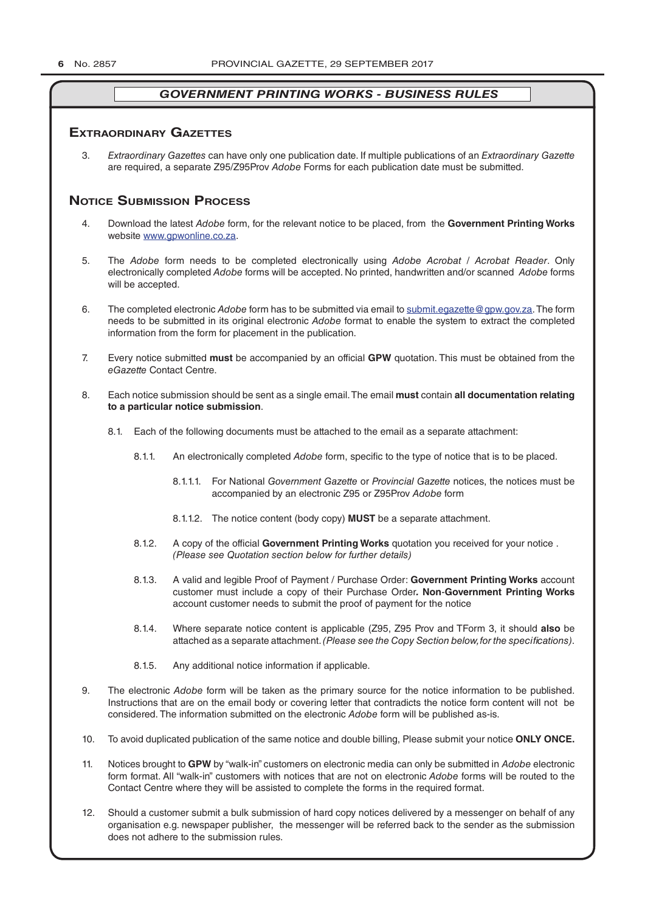## GOVERNMENT PRINTING WORKS - BUSINESS RULES

### Extraordinary Gazettes

3. *Extraordinary Gazettes* can have only one publication date. If multiple publications of an *Extraordinary Gazette* are required, a separate Z95/Z95Prov *Adobe* Forms for each publication date must be submitted.

### Notice Submission Process

4. Download the latest *Adobe* form, for the relevant notice to be placed, from the **Government Printing Works** website www.gpwonline.co.za.

5. The *Adobe* form needs to be completed electronically using *Adobe Acrobat* / *Acrobat Reader*. Only electronically completed *Adobe* forms will be accepted. No printed, handwritten and/or scanned *Adobe* forms will be accepted.

6. The completed electronic *Adobe* form has to be submitted via email to submit.egazette@gpw.gov.za. The form needs to be submitted in its original electronic *Adobe* format to enable the system to extract the completed information from the form for placement in the publication.

7. Every notice submitted **must** be accompanied by an official **GPW** quotation. This must be obtained from the *eGazette* Contact Centre.

8. Each notice submission should be sent as a single email. The email **must** contain **all documentation relating to a particular notice submission**.

    8.1. Each of the following documents must be attached to the email as a separate attachment:

    8.1.1. An electronically completed *Adobe* form, specific to the type of notice that is to be placed.

    8.1.1.1. For National *Government Gazette* or *Provincial Gazette* notices, the notices must be accompanied by an electronic Z95 or Z95Prov *Adobe* form

    8.1.1.2. The notice content (body copy) **MUST** be a separate attachment.

    8.1.2. A copy of the official **Government Printing Works** quotation you received for your notice . *(Please see Quotation section below for further details)*

    8.1.3. A valid and legible Proof of Payment / Purchase Order: **Government Printing Works** account customer must include a copy of their Purchase Order**. Non**-**Government Printing Works** account customer needs to submit the proof of payment for the notice

    8.1.4. Where separate notice content is applicable (Z95, Z95 Prov and TForm 3, it should **also** be attached as a separate attachment. *(Please see the Copy Section below, for the specifications)*.

    8.1.5. Any additional notice information if applicable.

9. The electronic *Adobe* form will be taken as the primary source for the notice information to be published. Instructions that are on the email body or covering letter that contradicts the notice form content will not be considered. The information submitted on the electronic *Adobe* form will be published as-is.

10. To avoid duplicated publication of the same notice and double billing, Please submit your notice **ONLY ONCE.**

11. Notices brought to **GPW** by "walk-in" customers on electronic media can only be submitted in *Adobe* electronic form format. All "walk-in" customers with notices that are not on electronic *Adobe* forms will be routed to the Contact Centre where they will be assisted to complete the forms in the required format.

12. Should a customer submit a bulk submission of hard copy notices delivered by a messenger on behalf of any organisation e.g. newspaper publisher, the messenger will be referred back to the sender as the submission does not adhere to the submission rules.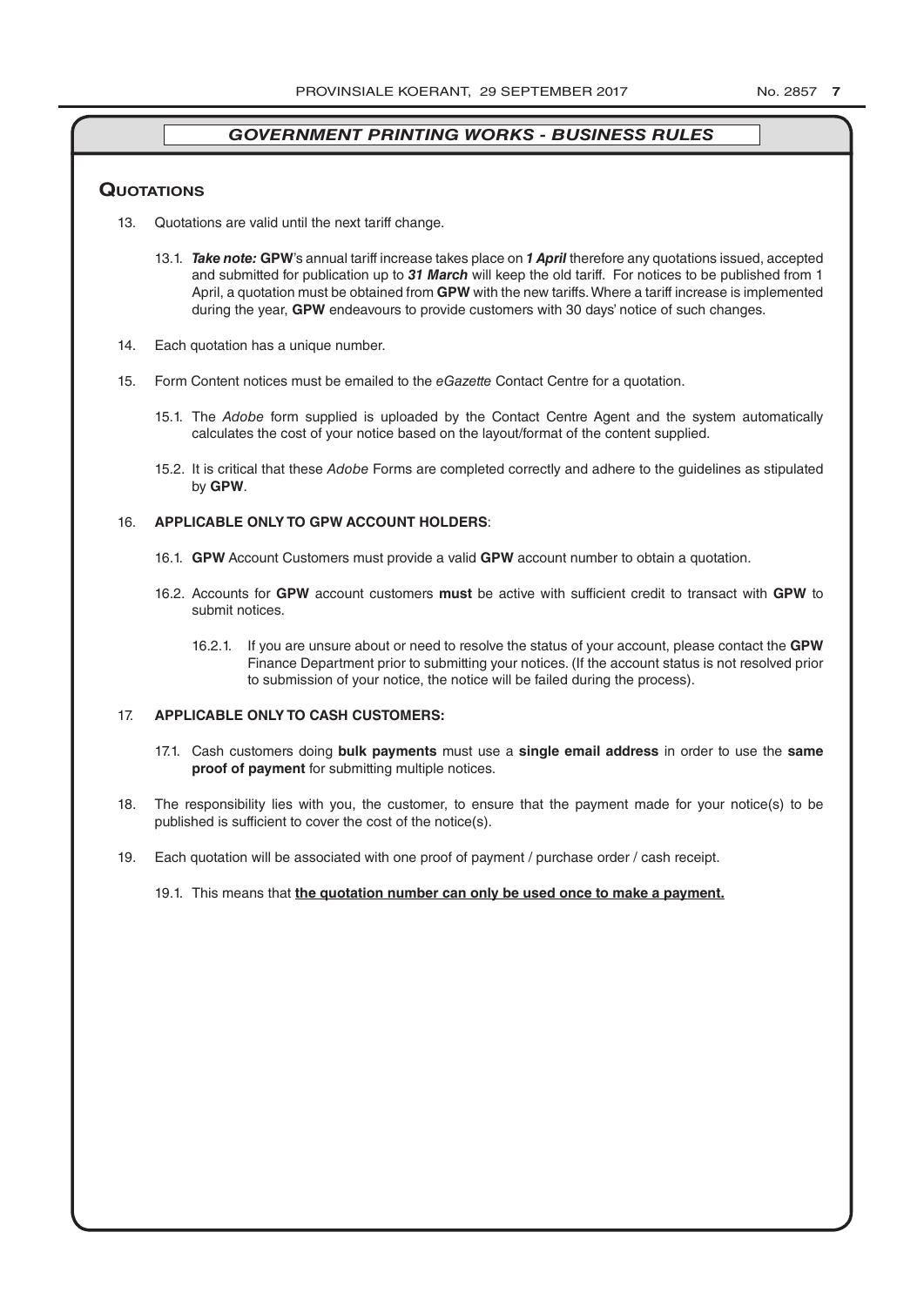## *GOVERNMENT PRINTING WORKS - BUSINESS RULES*

### Quotations

13. Quotations are valid until the next tariff change.

    13.1. ***Take note:*** **GPW**'s annual tariff increase takes place on ***1 April*** therefore any quotations issued, accepted and submitted for publication up to ***31 March*** will keep the old tariff. For notices to be published from 1 April, a quotation must be obtained from **GPW** with the new tariffs. Where a tariff increase is implemented during the year, **GPW** endeavours to provide customers with 30 days' notice of such changes.

14. Each quotation has a unique number.

15. Form Content notices must be emailed to the *eGazette* Contact Centre for a quotation.

    15.1. The *Adobe* form supplied is uploaded by the Contact Centre Agent and the system automatically calculates the cost of your notice based on the layout/format of the content supplied.

    15.2. It is critical that these *Adobe* Forms are completed correctly and adhere to the guidelines as stipulated by **GPW**.

16. **APPLICABLE ONLY TO GPW ACCOUNT HOLDERS**:

    16.1. **GPW** Account Customers must provide a valid **GPW** account number to obtain a quotation.

    16.2. Accounts for **GPW** account customers **must** be active with sufficient credit to transact with **GPW** to submit notices.

    16.2.1. If you are unsure about or need to resolve the status of your account, please contact the **GPW** Finance Department prior to submitting your notices. (If the account status is not resolved prior to submission of your notice, the notice will be failed during the process).

17. **APPLICABLE ONLY TO CASH CUSTOMERS:**

    17.1. Cash customers doing **bulk payments** must use a **single email address** in order to use the **same proof of payment** for submitting multiple notices.

18. The responsibility lies with you, the customer, to ensure that the payment made for your notice(s) to be published is sufficient to cover the cost of the notice(s).

19. Each quotation will be associated with one proof of payment / purchase order / cash receipt.

    19.1. This means that **the quotation number can only be used once to make a payment.**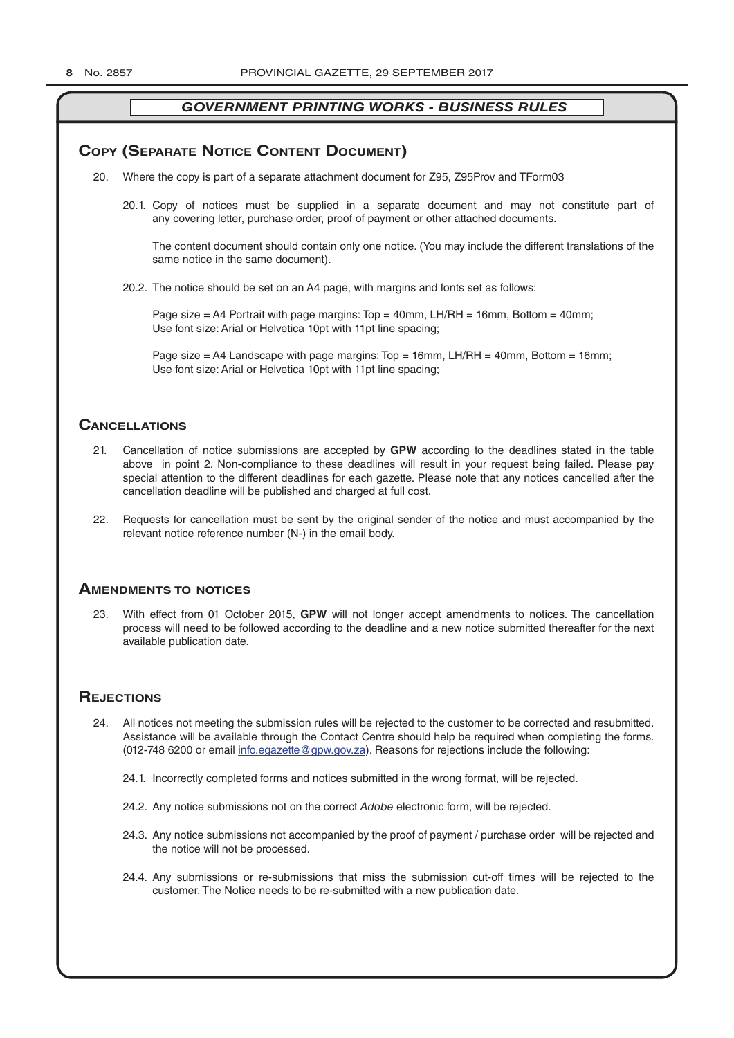## GOVERNMENT PRINTING WORKS - BUSINESS RULES

## Copy (Separate Notice Content Document)

20. Where the copy is part of a separate attachment document for Z95, Z95Prov and TForm03

20.1. Copy of notices must be supplied in a separate document and may not constitute part of any covering letter, purchase order, proof of payment or other attached documents.

The content document should contain only one notice. (You may include the different translations of the same notice in the same document).

20.2. The notice should be set on an A4 page, with margins and fonts set as follows:

Page size = A4 Portrait with page margins: Top = 40mm, LH/RH = 16mm, Bottom = 40mm;
Use font size: Arial or Helvetica 10pt with 11pt line spacing;

Page size = A4 Landscape with page margins: Top = 16mm, LH/RH = 40mm, Bottom = 16mm;
Use font size: Arial or Helvetica 10pt with 11pt line spacing;

## Cancellations

21. Cancellation of notice submissions are accepted by **GPW** according to the deadlines stated in the table above in point 2. Non-compliance to these deadlines will result in your request being failed. Please pay special attention to the different deadlines for each gazette. Please note that any notices cancelled after the cancellation deadline will be published and charged at full cost.

22. Requests for cancellation must be sent by the original sender of the notice and must accompanied by the relevant notice reference number (N-) in the email body.

## Amendments to notices

23. With effect from 01 October 2015, **GPW** will not longer accept amendments to notices. The cancellation process will need to be followed according to the deadline and a new notice submitted thereafter for the next available publication date.

## Rejections

24. All notices not meeting the submission rules will be rejected to the customer to be corrected and resubmitted. Assistance will be available through the Contact Centre should help be required when completing the forms. (012-748 6200 or email info.egazette@gpw.gov.za). Reasons for rejections include the following:

24.1. Incorrectly completed forms and notices submitted in the wrong format, will be rejected.

24.2. Any notice submissions not on the correct *Adobe* electronic form, will be rejected.

24.3. Any notice submissions not accompanied by the proof of payment / purchase order will be rejected and the notice will not be processed.

24.4. Any submissions or re-submissions that miss the submission cut-off times will be rejected to the customer. The Notice needs to be re-submitted with a new publication date.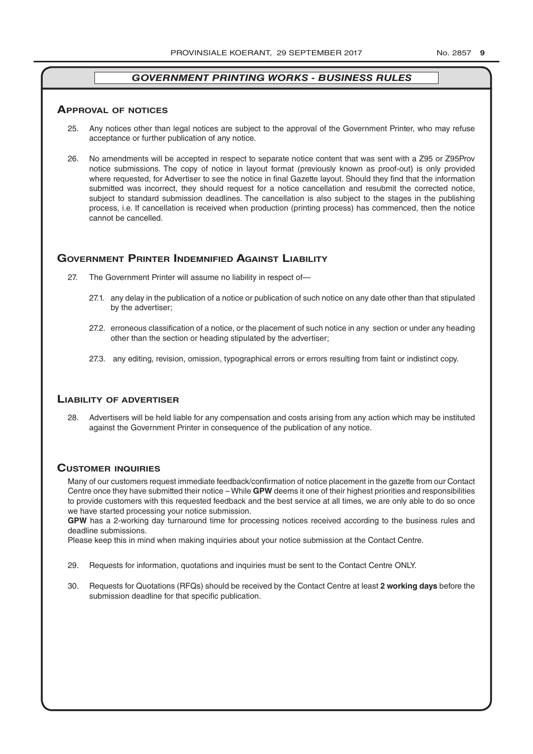## *GOVERNMENT PRINTING WORKS - BUSINESS RULES*

### Approval of notices

25. Any notices other than legal notices are subject to the approval of the Government Printer, who may refuse acceptance or further publication of any notice.

26. No amendments will be accepted in respect to separate notice content that was sent with a Z95 or Z95Prov notice submissions. The copy of notice in layout format (previously known as proof-out) is only provided where requested, for Advertiser to see the notice in final Gazette layout. Should they find that the information submitted was incorrect, they should request for a notice cancellation and resubmit the corrected notice, subject to standard submission deadlines. The cancellation is also subject to the stages in the publishing process, i.e. If cancellation is received when production (printing process) has commenced, then the notice cannot be cancelled.

### Government Printer Indemnified Against Liability

27. The Government Printer will assume no liability in respect of—

    27.1. any delay in the publication of a notice or publication of such notice on any date other than that stipulated by the advertiser;

    27.2. erroneous classification of a notice, or the placement of such notice in any section or under any heading other than the section or heading stipulated by the advertiser;

    27.3. any editing, revision, omission, typographical errors or errors resulting from faint or indistinct copy.

### Liability of advertiser

28. Advertisers will be held liable for any compensation and costs arising from any action which may be instituted against the Government Printer in consequence of the publication of any notice.

### Customer inquiries

Many of our customers request immediate feedback/confirmation of notice placement in the gazette from our Contact Centre once they have submitted their notice – While **GPW** deems it one of their highest priorities and responsibilities to provide customers with this requested feedback and the best service at all times, we are only able to do so once we have started processing your notice submission.

**GPW** has a 2-working day turnaround time for processing notices received according to the business rules and deadline submissions.

Please keep this in mind when making inquiries about your notice submission at the Contact Centre.

29. Requests for information, quotations and inquiries must be sent to the Contact Centre ONLY.

30. Requests for Quotations (RFQs) should be received by the Contact Centre at least **2 working days** before the submission deadline for that specific publication.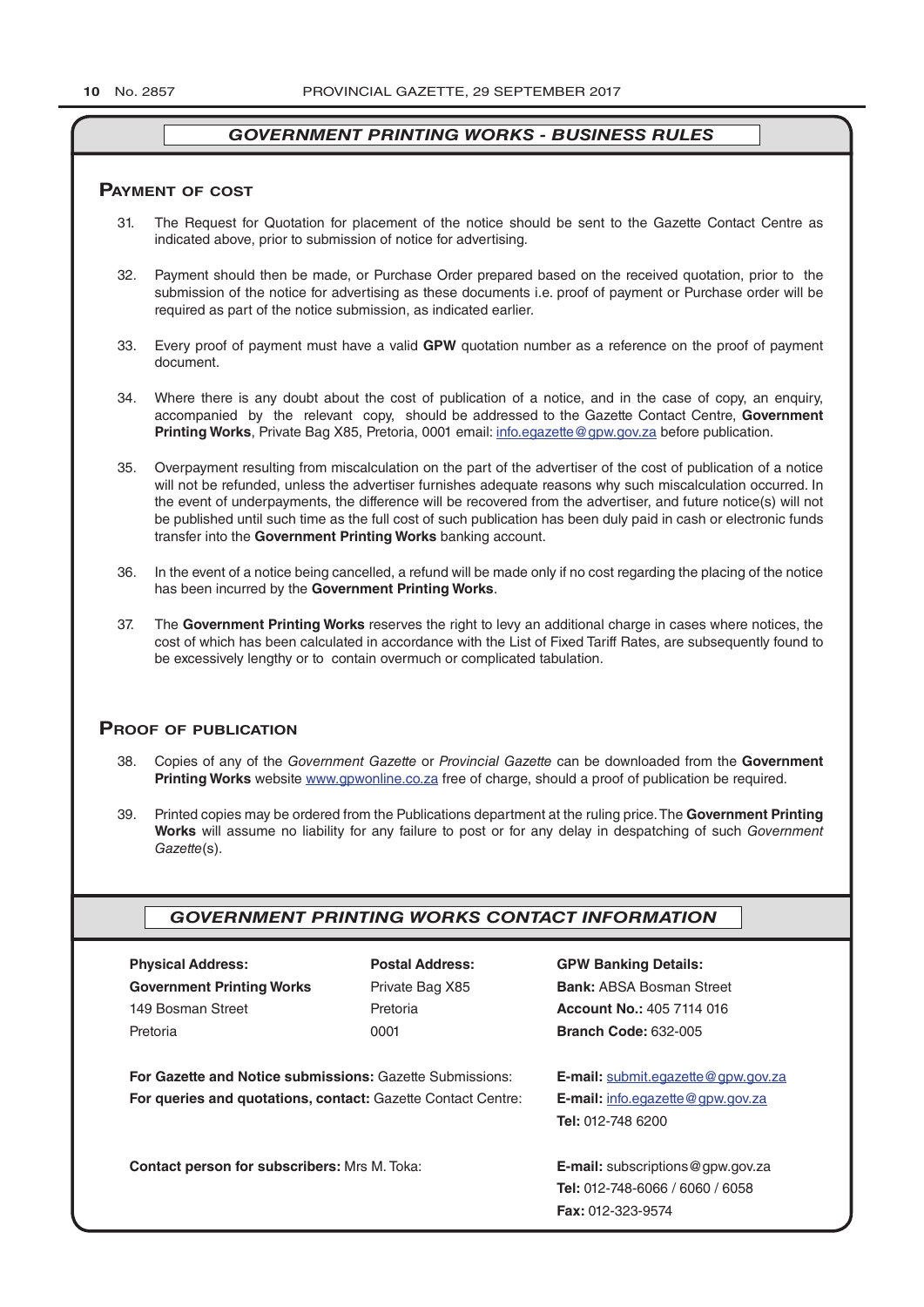## *GOVERNMENT PRINTING WORKS - BUSINESS RULES*

### Payment of cost

31. The Request for Quotation for placement of the notice should be sent to the Gazette Contact Centre as indicated above, prior to submission of notice for advertising.

32. Payment should then be made, or Purchase Order prepared based on the received quotation, prior to the submission of the notice for advertising as these documents i.e. proof of payment or Purchase order will be required as part of the notice submission, as indicated earlier.

33. Every proof of payment must have a valid **GPW** quotation number as a reference on the proof of payment document.

34. Where there is any doubt about the cost of publication of a notice, and in the case of copy, an enquiry, accompanied by the relevant copy, should be addressed to the Gazette Contact Centre, **Government Printing Works**, Private Bag X85, Pretoria, 0001 email: info.egazette@gpw.gov.za before publication.

35. Overpayment resulting from miscalculation on the part of the advertiser of the cost of publication of a notice will not be refunded, unless the advertiser furnishes adequate reasons why such miscalculation occurred. In the event of underpayments, the difference will be recovered from the advertiser, and future notice(s) will not be published until such time as the full cost of such publication has been duly paid in cash or electronic funds transfer into the **Government Printing Works** banking account.

36. In the event of a notice being cancelled, a refund will be made only if no cost regarding the placing of the notice has been incurred by the **Government Printing Works**.

37. The **Government Printing Works** reserves the right to levy an additional charge in cases where notices, the cost of which has been calculated in accordance with the List of Fixed Tariff Rates, are subsequently found to be excessively lengthy or to contain overmuch or complicated tabulation.

### Proof of publication

38. Copies of any of the *Government Gazette* or *Provincial Gazette* can be downloaded from the **Government Printing Works** website www.gpwonline.co.za free of charge, should a proof of publication be required.

39. Printed copies may be ordered from the Publications department at the ruling price. The **Government Printing Works** will assume no liability for any failure to post or for any delay in despatching of such *Government Gazette*(s).

## *GOVERNMENT PRINTING WORKS CONTACT INFORMATION*

**Physical Address:**
**Government Printing Works**
149 Bosman Street
Pretoria

**Postal Address:**
Private Bag X85
Pretoria
0001

**GPW Banking Details:**
**Bank:** ABSA Bosman Street
**Account No.:** 405 7114 016
**Branch Code:** 632-005

**For Gazette and Notice submissions:** Gazette Submissions: **E-mail:** submit.egazette@gpw.gov.za

**For queries and quotations, contact:** Gazette Contact Centre: **E-mail:** info.egazette@gpw.gov.za
**Tel:** 012-748 6200

**Contact person for subscribers:** Mrs M. Toka: **E-mail:** subscriptions@gpw.gov.za
**Tel:** 012-748-6066 / 6060 / 6058
**Fax:** 012-323-9574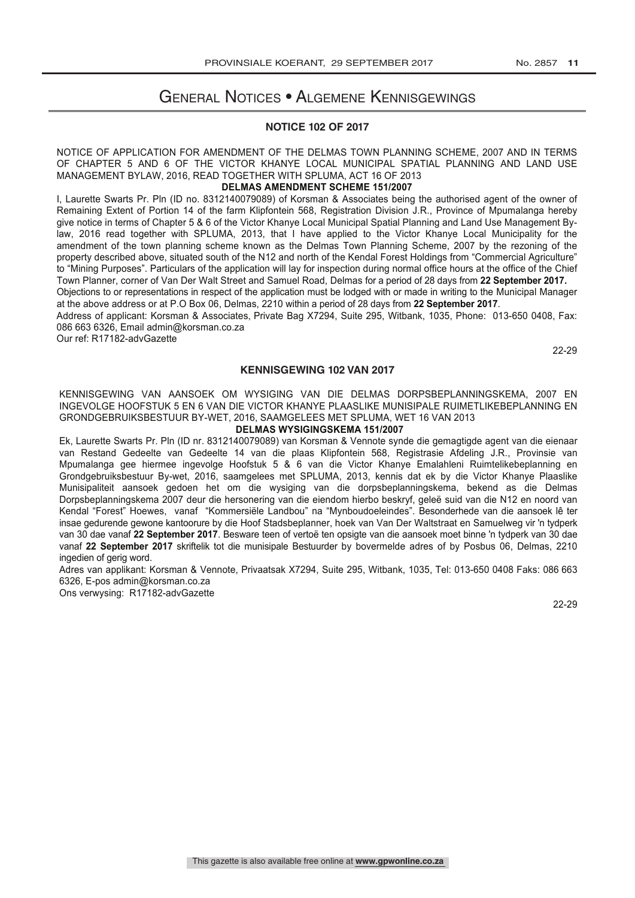# General Notices • Algemene Kennisgewings

## NOTICE 102 OF 2017

NOTICE OF APPLICATION FOR AMENDMENT OF THE DELMAS TOWN PLANNING SCHEME, 2007 AND IN TERMS OF CHAPTER 5 AND 6 OF THE VICTOR KHANYE LOCAL MUNICIPAL SPATIAL PLANNING AND LAND USE MANAGEMENT BYLAW, 2016, READ TOGETHER WITH SPLUMA, ACT 16 OF 2013

**DELMAS AMENDMENT SCHEME 151/2007**

I, Laurette Swarts Pr. Pln (ID no. 8312140079089) of Korsman & Associates being the authorised agent of the owner of Remaining Extent of Portion 14 of the farm Klipfontein 568, Registration Division J.R., Province of Mpumalanga hereby give notice in terms of Chapter 5 & 6 of the Victor Khanye Local Municipal Spatial Planning and Land Use Management By-law, 2016 read together with SPLUMA, 2013, that I have applied to the Victor Khanye Local Municipality for the amendment of the town planning scheme known as the Delmas Town Planning Scheme, 2007 by the rezoning of the property described above, situated south of the N12 and north of the Kendal Forest Holdings from "Commercial Agriculture" to "Mining Purposes". Particulars of the application will lay for inspection during normal office hours at the office of the Chief Town Planner, corner of Van Der Walt Street and Samuel Road, Delmas for a period of 28 days from **22 September 2017.**

Objections to or representations in respect of the application must be lodged with or made in writing to the Municipal Manager at the above address or at P.O Box 06, Delmas, 2210 within a period of 28 days from **22 September 2017**.

Address of applicant: Korsman & Associates, Private Bag X7294, Suite 295, Witbank, 1035, Phone: 013-650 0408, Fax: 086 663 6326, Email admin@korsman.co.za

Our ref: R17182-advGazette

22-29

## KENNISGEWING 102 VAN 2017

KENNISGEWING VAN AANSOEK OM WYSIGING VAN DIE DELMAS DORPSBEPLANNINGSKEMA, 2007 EN INGEVOLGE HOOFSTUK 5 EN 6 VAN DIE VICTOR KHANYE PLAASLIKE MUNISIPALE RUIMETLIKEBEPLANNING EN GRONDGEBRUIKSBESTUUR BY-WET, 2016, SAAMGELEES MET SPLUMA, WET 16 VAN 2013

**DELMAS WYSIGINGSKEMA 151/2007**

Ek, Laurette Swarts Pr. Pln (ID nr. 8312140079089) van Korsman & Vennote synde die gemagtigde agent van die eienaar van Restand Gedeelte van Gedeelte 14 van die plaas Klipfontein 568, Registrasie Afdeling J.R., Provinsie van Mpumalanga gee hiermee ingevolge Hoofstuk 5 & 6 van die Victor Khanye Emalahleni Ruimtelikebeplanning en Grondgebruiksbestuur By-wet, 2016, saamgelees met SPLUMA, 2013, kennis dat ek by die Victor Khanye Plaaslike Munisipaliteit aansoek gedoen het om die wysiging van die dorpsbeplanningskema, bekend as die Delmas Dorpsbeplanningskema 2007 deur die hersonering van die eiendom hierbo beskryf, geleë suid van die N12 en noord van Kendal "Forest" Hoewes, vanaf "Kommersiële Landbou" na "Mynboudoeleindes". Besonderhede van die aansoek lê ter insae gedurende gewone kantoorure by die Hoof Stadsbeplanner, hoek van Van Der Waltstraat en Samuelweg vir 'n tydperk van 30 dae vanaf **22 September 2017**. Besware teen of vertoë ten opsigte van die aansoek moet binne 'n tydperk van 30 dae vanaf **22 September 2017** skriftelik tot die munisipale Bestuurder by bovermelde adres of by Posbus 06, Delmas, 2210 ingedien of gerig word.

Adres van applikant: Korsman & Vennote, Privaatsak X7294, Suite 295, Witbank, 1035, Tel: 013-650 0408 Faks: 086 663 6326, E-pos admin@korsman.co.za

Ons verwysing: R17182-advGazette

22-29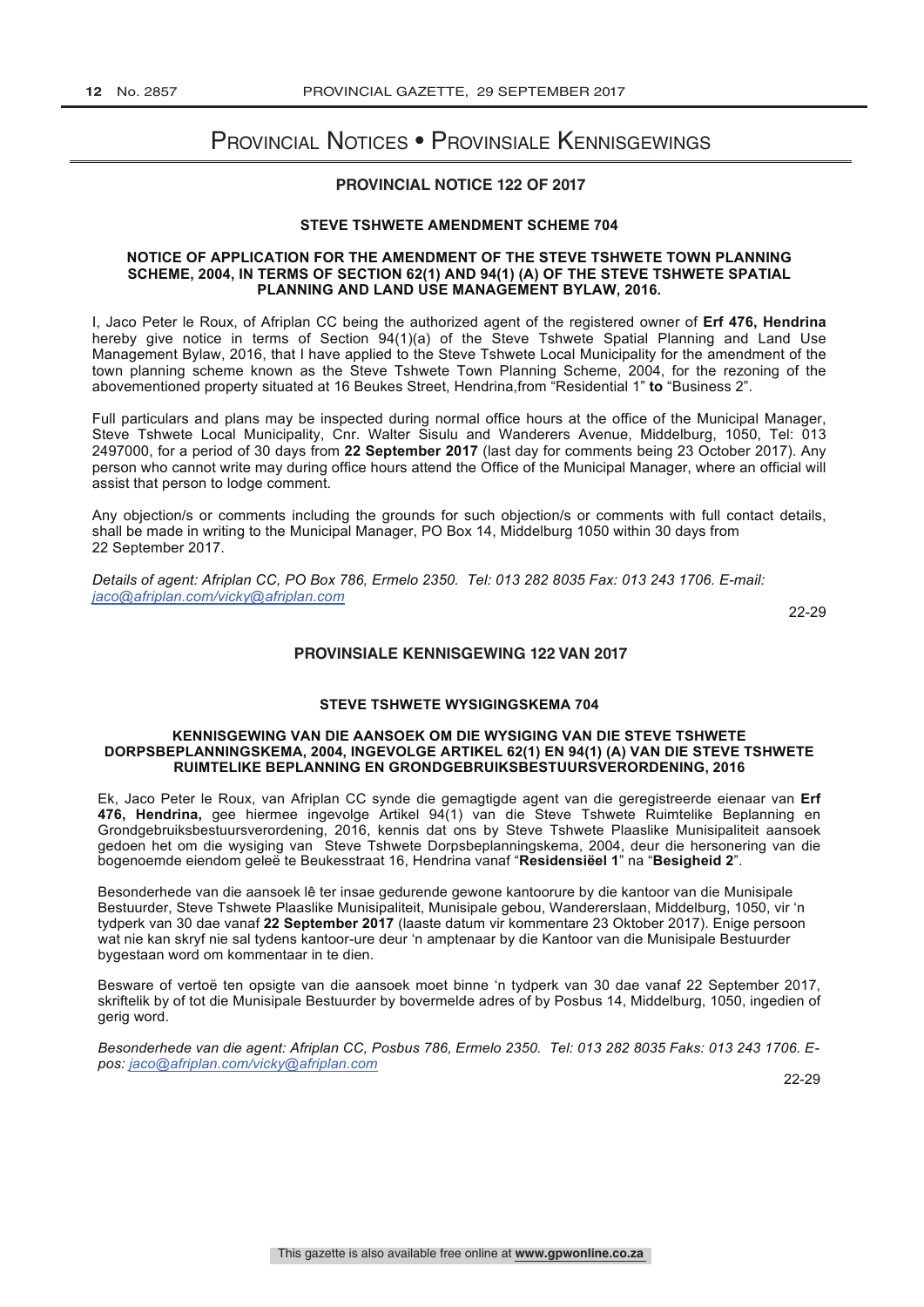# Provincial Notices • Provinsiale Kennisgewings

## PROVINCIAL NOTICE 122 OF 2017

### STEVE TSHWETE AMENDMENT SCHEME 704

**NOTICE OF APPLICATION FOR THE AMENDMENT OF THE STEVE TSHWETE TOWN PLANNING SCHEME, 2004, IN TERMS OF SECTION 62(1) AND 94(1) (A) OF THE STEVE TSHWETE SPATIAL PLANNING AND LAND USE MANAGEMENT BYLAW, 2016.**

I, Jaco Peter le Roux, of Afriplan CC being the authorized agent of the registered owner of **Erf 476, Hendrina** hereby give notice in terms of Section 94(1)(a) of the Steve Tshwete Spatial Planning and Land Use Management Bylaw, 2016, that I have applied to the Steve Tshwete Local Municipality for the amendment of the town planning scheme known as the Steve Tshwete Town Planning Scheme, 2004, for the rezoning of the abovementioned property situated at 16 Beukes Street, Hendrina,from "Residential 1" **to** "Business 2".

Full particulars and plans may be inspected during normal office hours at the office of the Municipal Manager, Steve Tshwete Local Municipality, Cnr. Walter Sisulu and Wanderers Avenue, Middelburg, 1050, Tel: 013 2497000, for a period of 30 days from **22 September 2017** (last day for comments being 23 October 2017). Any person who cannot write may during office hours attend the Office of the Municipal Manager, where an official will assist that person to lodge comment.

Any objection/s or comments including the grounds for such objection/s or comments with full contact details, shall be made in writing to the Municipal Manager, PO Box 14, Middelburg 1050 within 30 days from 22 September 2017.

*Details of agent: Afriplan CC, PO Box 786, Ermelo 2350. Tel: 013 282 8035 Fax: 013 243 1706. E-mail: jaco@afriplan.com/vicky@afriplan.com*

22-29

## PROVINSIALE KENNISGEWING 122 VAN 2017

### STEVE TSHWETE WYSIGINGSKEMA 704

**KENNISGEWING VAN DIE AANSOEK OM DIE WYSIGING VAN DIE STEVE TSHWETE DORPSBEPLANNINGSKEMA, 2004, INGEVOLGE ARTIKEL 62(1) EN 94(1) (A) VAN DIE STEVE TSHWETE RUIMTELIKE BEPLANNING EN GRONDGEBRUIKSBESTUURSVERORDENING, 2016**

Ek, Jaco Peter le Roux, van Afriplan CC synde die gemagtigde agent van die geregistreerde eienaar van **Erf 476, Hendrina,** gee hiermee ingevolge Artikel 94(1) van die Steve Tshwete Ruimtelike Beplanning en Grondgebruiksbestuursverordening, 2016, kennis dat ons by Steve Tshwete Plaaslike Munisipaliteit aansoek gedoen het om die wysiging van Steve Tshwete Dorpsbeplanningskema, 2004, deur die hersonering van die bogenoemde eiendom geleë te Beukesstraat 16, Hendrina vanaf "**Residensiëel 1**" na "**Besigheid 2**".

Besonderhede van die aansoek lê ter insae gedurende gewone kantoorure by die kantoor van die Munisipale Bestuurder, Steve Tshwete Plaaslike Munisipaliteit, Munisipale gebou, Wandererslaan, Middelburg, 1050, vir 'n tydperk van 30 dae vanaf **22 September 2017** (laaste datum vir kommentare 23 Oktober 2017). Enige persoon wat nie kan skryf nie sal tydens kantoor-ure deur 'n amptenaar by die Kantoor van die Munisipale Bestuurder bygestaan word om kommentaar in te dien.

Besware of vertoë ten opsigte van die aansoek moet binne 'n tydperk van 30 dae vanaf 22 September 2017, skriftelik by of tot die Munisipale Bestuurder by bovermelde adres of by Posbus 14, Middelburg, 1050, ingedien of gerig word.

*Besonderhede van die agent: Afriplan CC, Posbus 786, Ermelo 2350. Tel: 013 282 8035 Faks: 013 243 1706. E-pos: jaco@afriplan.com/vicky@afriplan.com*

22-29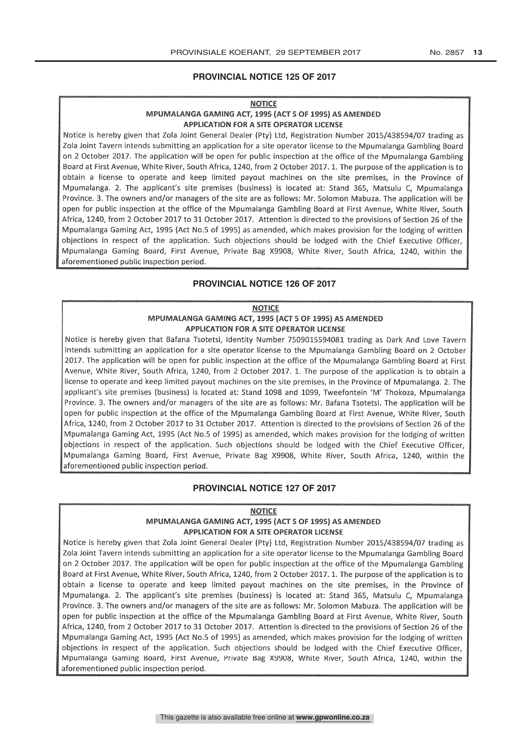## PROVINCIAL NOTICE 125 OF 2017

**NOTICE**

**MPUMALANGA GAMING ACT, 1995 (ACT 5 OF 1995) AS AMENDED**

**APPLICATION FOR A SITE OPERATOR LICENSE**

Notice is hereby given that Zola Joint General Dealer (Pty) Ltd, Registration Number 2015/438594/07 trading as Zola Joint Tavern intends submitting an application for a site operator license to the Mpumalanga Gambling Board on 2 October 2017. The application will be open for public inspection at the office of the Mpumalanga Gambling Board at First Avenue, White River, South Africa, 1240, from 2 October 2017. 1. The purpose of the application is to obtain a license to operate and keep limited payout machines on the site premises, in the Province of Mpumalanga. 2. The applicant's site premises (business) is located at: Stand 365, Matsulu C, Mpumalanga Province. 3. The owners and/or managers of the site are as follows: Mr. Solomon Mabuza. The application will be open for public inspection at the office of the Mpumalanga Gambling Board at First Avenue, White River, South Africa, 1240, from 2 October 2017 to 31 October 2017. Attention is directed to the provisions of Section 26 of the Mpumalanga Gaming Act, 1995 (Act No.5 of 1995) as amended, which makes provision for the lodging of written objections in respect of the application. Such objections should be lodged with the Chief Executive Officer, Mpumalanga Gaming Board, First Avenue, Private Bag X9908, White River, South Africa, 1240, within the aforementioned public inspection period.

## PROVINCIAL NOTICE 126 OF 2017

**NOTICE**

**MPUMALANGA GAMING ACT, 1995 (ACT 5 OF 1995) AS AMENDED**

**APPLICATION FOR A SITE OPERATOR LICENSE**

Notice is hereby given that Bafana Tsotetsi, Identity Number 7509015594081 trading as Dark And Love Tavern intends submitting an application for a site operator license to the Mpumalanga Gambling Board on 2 October 2017. The application will be open for public inspection at the office of the Mpumalanga Gambling Board at First Avenue, White River, South Africa, 1240, from 2 October 2017. 1. The purpose of the application is to obtain a license to operate and keep limited payout machines on the site premises, in the Province of Mpumalanga. 2. The applicant's site premises (business) is located at: Stand 1098 and 1099, Tweefontein 'M' Thokoza, Mpumalanga Province. 3. The owners and/or managers of the site are as follows: Mr. Bafana Tsotetsi. The application will be open for public inspection at the office of the Mpumalanga Gambling Board at First Avenue, White River, South Africa, 1240, from 2 October 2017 to 31 October 2017. Attention is directed to the provisions of Section 26 of the Mpumalanga Gaming Act, 1995 (Act No.5 of 1995) as amended, which makes provision for the lodging of written objections in respect of the application. Such objections should be lodged with the Chief Executive Officer, Mpumalanga Gaming Board, First Avenue, Private Bag X9908, White River, South Africa, 1240, within the aforementioned public inspection period.

## PROVINCIAL NOTICE 127 OF 2017

**NOTICE**

**MPUMALANGA GAMING ACT, 1995 (ACT 5 OF 1995) AS AMENDED**

**APPLICATION FOR A SITE OPERATOR LICENSE**

Notice is hereby given that Zola Joint General Dealer (Pty) Ltd, Registration Number 2015/438594/07 trading as Zola Joint Tavern intends submitting an application for a site operator license to the Mpumalanga Gambling Board on 2 October 2017. The application will be open for public inspection at the office of the Mpumalanga Gambling Board at First Avenue, White River, South Africa, 1240, from 2 October 2017. 1. The purpose of the application is to obtain a license to operate and keep limited payout machines on the site premises, in the Province of Mpumalanga. 2. The applicant's site premises (business) is located at: Stand 365, Matsulu C, Mpumalanga Province. 3. The owners and/or managers of the site are as follows: Mr. Solomon Mabuza. The application will be open for public inspection at the office of the Mpumalanga Gambling Board at First Avenue, White River, South Africa, 1240, from 2 October 2017 to 31 October 2017. Attention is directed to the provisions of Section 26 of the Mpumalanga Gaming Act, 1995 (Act No.5 of 1995) as amended, which makes provision for the lodging of written objections in respect of the application. Such objections should be lodged with the Chief Executive Officer, Mpumalanga Gaming Board, First Avenue, Private Bag X9908, White River, South Africa, 1240, within the aforementioned public inspection period.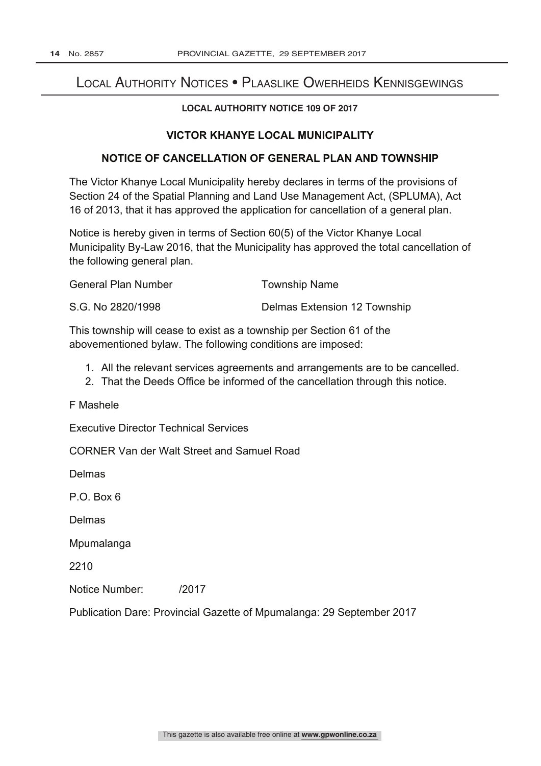# Local Authority Notices • Plaaslike Owerheids Kennisgewings

**LOCAL AUTHORITY NOTICE 109 OF 2017**

## VICTOR KHANYE LOCAL MUNICIPALITY

### NOTICE OF CANCELLATION OF GENERAL PLAN AND TOWNSHIP

The Victor Khanye Local Municipality hereby declares in terms of the provisions of Section 24 of the Spatial Planning and Land Use Management Act, (SPLUMA), Act 16 of 2013, that it has approved the application for cancellation of a general plan.

Notice is hereby given in terms of Section 60(5) of the Victor Khanye Local Municipality By-Law 2016, that the Municipality has approved the total cancellation of the following general plan.

| General Plan Number | Township Name |
| --- | --- |
| S.G. No 2820/1998 | Delmas Extension 12 Township |

This township will cease to exist as a township per Section 61 of the abovementioned bylaw. The following conditions are imposed:

1. All the relevant services agreements and arrangements are to be cancelled.
2. That the Deeds Office be informed of the cancellation through this notice.

F Mashele

Executive Director Technical Services

CORNER Van der Walt Street and Samuel Road

Delmas

P.O. Box 6

Delmas

Mpumalanga

2210

Notice Number: /2017

Publication Dare: Provincial Gazette of Mpumalanga: 29 September 2017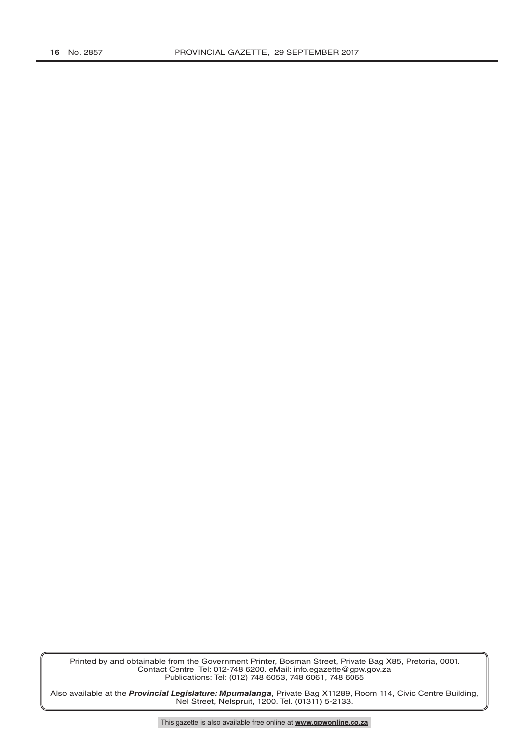Printed by and obtainable from the Government Printer, Bosman Street, Private Bag X85, Pretoria, 0001.
Contact Centre Tel: 012-748 6200. eMail: info.egazette@gpw.gov.za
Publications: Tel: (012) 748 6053, 748 6061, 748 6065

Also available at the ***Provincial Legislature: Mpumalanga***, Private Bag X11289, Room 114, Civic Centre Building, Nel Street, Nelspruit, 1200. Tel. (01311) 5-2133.

This gazette is also available free online at **www.gpwonline.co.za**